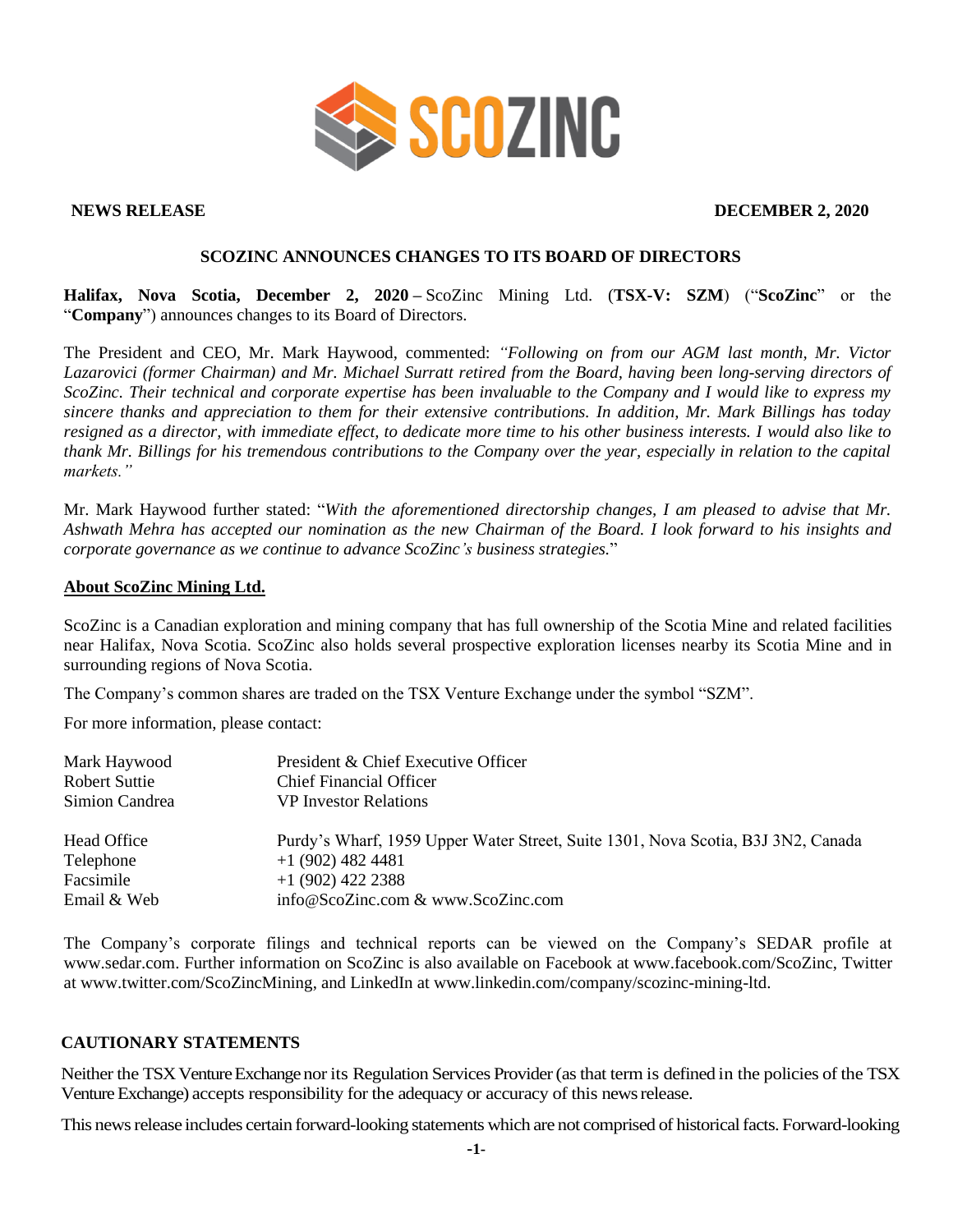**NEWS RELEASE** **DECEMBER 2, 2020**

## SCOZINC ANNOUNCES CHANGES TO ITS BOARD OF DIRECTORS

**Halifax, Nova Scotia, December 2, 2020** – ScoZinc Mining Ltd. (**TSX-V: SZM**) ("**ScoZinc**" or the "**Company**") announces changes to its Board of Directors.

The President and CEO, Mr. Mark Haywood, commented: *"Following on from our AGM last month, Mr. Victor Lazarovici (former Chairman) and Mr. Michael Surratt retired from the Board, having been long-serving directors of ScoZinc. Their technical and corporate expertise has been invaluable to the Company and I would like to express my sincere thanks and appreciation to them for their extensive contributions. In addition, Mr. Mark Billings has today resigned as a director, with immediate effect, to dedicate more time to his other business interests. I would also like to thank Mr. Billings for his tremendous contributions to the Company over the year, especially in relation to the capital markets."*

Mr. Mark Haywood further stated: "*With the aforementioned directorship changes, I am pleased to advise that Mr. Ashwath Mehra has accepted our nomination as the new Chairman of the Board. I look forward to his insights and corporate governance as we continue to advance ScoZinc's business strategies.*"

### About ScoZinc Mining Ltd.

ScoZinc is a Canadian exploration and mining company that has full ownership of the Scotia Mine and related facilities near Halifax, Nova Scotia. ScoZinc also holds several prospective exploration licenses nearby its Scotia Mine and in surrounding regions of Nova Scotia.

The Company's common shares are traded on the TSX Venture Exchange under the symbol "SZM".

For more information, please contact:

| | |
|---|---|
| Mark Haywood | President & Chief Executive Officer |
| Robert Suttie | Chief Financial Officer |
| Simion Candrea | VP Investor Relations |
| | |
| Head Office | Purdy's Wharf, 1959 Upper Water Street, Suite 1301, Nova Scotia, B3J 3N2, Canada |
| Telephone | +1 (902) 482 4481 |
| Facsimile | +1 (902) 422 2388 |
| Email & Web | info@ScoZinc.com & www.ScoZinc.com |

The Company's corporate filings and technical reports can be viewed on the Company's SEDAR profile at www.sedar.com. Further information on ScoZinc is also available on Facebook at www.facebook.com/ScoZinc, Twitter at www.twitter.com/ScoZincMining, and LinkedIn at www.linkedin.com/company/scozinc-mining-ltd.

### CAUTIONARY STATEMENTS

Neither the TSX Venture Exchange nor its Regulation Services Provider (as that term is defined in the policies of the TSX Venture Exchange) accepts responsibility for the adequacy or accuracy of this news release.

This news release includes certain forward-looking statements which are not comprised of historical facts. Forward-looking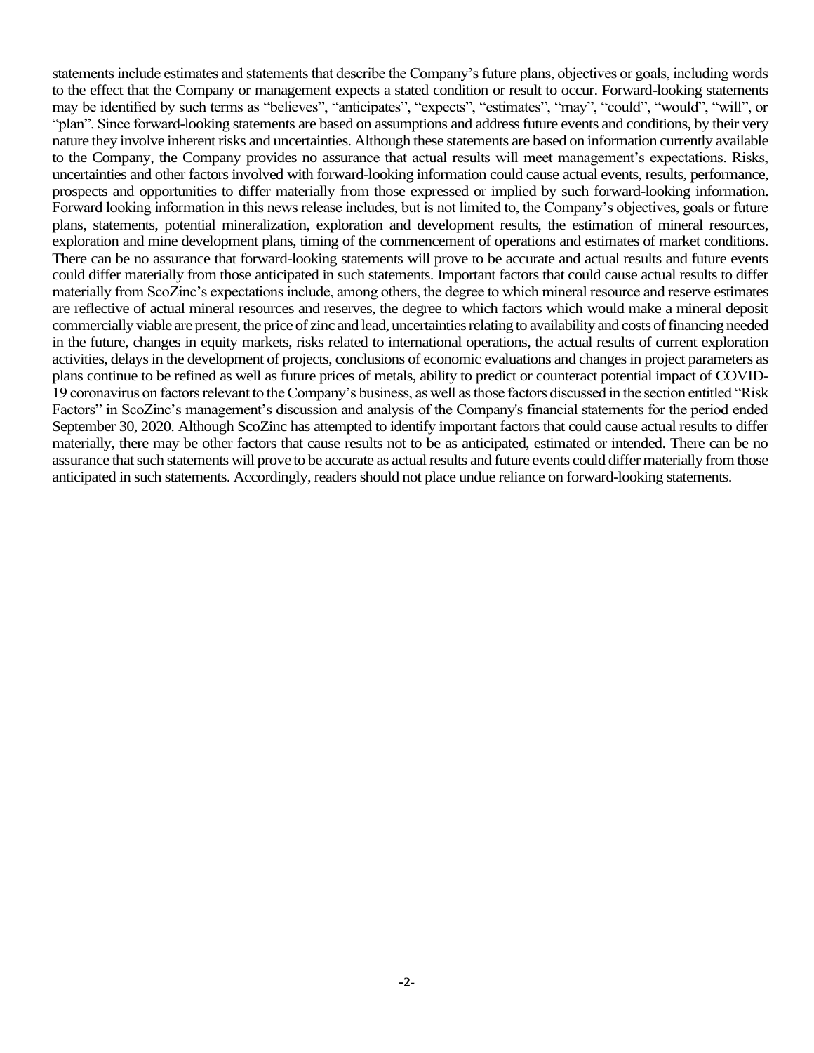statements include estimates and statements that describe the Company's future plans, objectives or goals, including words to the effect that the Company or management expects a stated condition or result to occur. Forward-looking statements may be identified by such terms as "believes", "anticipates", "expects", "estimates", "may", "could", "would", "will", or "plan". Since forward-looking statements are based on assumptions and address future events and conditions, by their very nature they involve inherent risks and uncertainties. Although these statements are based on information currently available to the Company, the Company provides no assurance that actual results will meet management's expectations. Risks, uncertainties and other factors involved with forward-looking information could cause actual events, results, performance, prospects and opportunities to differ materially from those expressed or implied by such forward-looking information. Forward looking information in this news release includes, but is not limited to, the Company's objectives, goals or future plans, statements, potential mineralization, exploration and development results, the estimation of mineral resources, exploration and mine development plans, timing of the commencement of operations and estimates of market conditions. There can be no assurance that forward-looking statements will prove to be accurate and actual results and future events could differ materially from those anticipated in such statements. Important factors that could cause actual results to differ materially from ScoZinc's expectations include, among others, the degree to which mineral resource and reserve estimates are reflective of actual mineral resources and reserves, the degree to which factors which would make a mineral deposit commercially viable are present, the price of zinc and lead, uncertainties relating to availability and costs of financing needed in the future, changes in equity markets, risks related to international operations, the actual results of current exploration activities, delays in the development of projects, conclusions of economic evaluations and changes in project parameters as plans continue to be refined as well as future prices of metals, ability to predict or counteract potential impact of COVID-19 coronavirus on factors relevant to the Company's business, as well as those factors discussed in the section entitled "Risk Factors" in ScoZinc's management's discussion and analysis of the Company's financial statements for the period ended September 30, 2020. Although ScoZinc has attempted to identify important factors that could cause actual results to differ materially, there may be other factors that cause results not to be as anticipated, estimated or intended. There can be no assurance that such statements will prove to be accurate as actual results and future events could differ materially from those anticipated in such statements. Accordingly, readers should not place undue reliance on forward-looking statements.